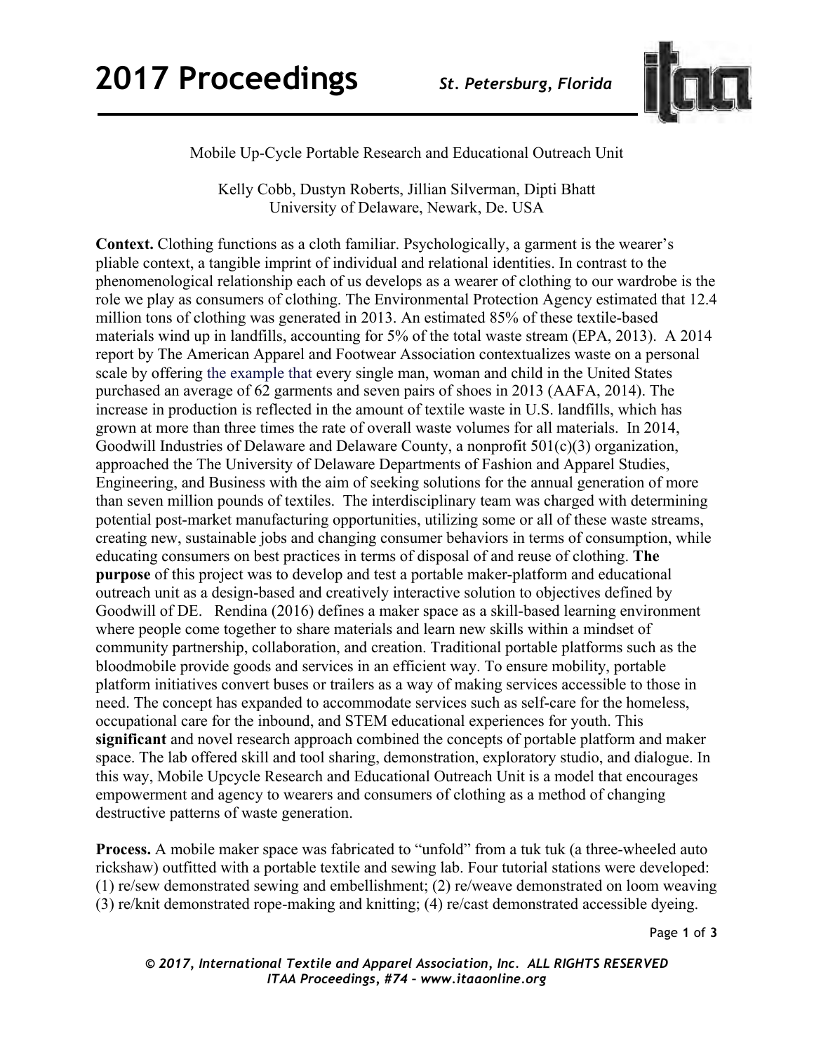Mobile Up-Cycle Portable Research and Educational Outreach Unit

Kelly Cobb, Dustyn Roberts, Jillian Silverman, Dipti Bhatt
University of Delaware, Newark, De. USA

**Context.** Clothing functions as a cloth familiar. Psychologically, a garment is the wearer's pliable context, a tangible imprint of individual and relational identities. In contrast to the phenomenological relationship each of us develops as a wearer of clothing to our wardrobe is the role we play as consumers of clothing. The Environmental Protection Agency estimated that 12.4 million tons of clothing was generated in 2013. An estimated 85% of these textile-based materials wind up in landfills, accounting for 5% of the total waste stream (EPA, 2013). A 2014 report by The American Apparel and Footwear Association contextualizes waste on a personal scale by offering the example that every single man, woman and child in the United States purchased an average of 62 garments and seven pairs of shoes in 2013 (AAFA, 2014). The increase in production is reflected in the amount of textile waste in U.S. landfills, which has grown at more than three times the rate of overall waste volumes for all materials. In 2014, Goodwill Industries of Delaware and Delaware County, a nonprofit 501(c)(3) organization, approached the The University of Delaware Departments of Fashion and Apparel Studies, Engineering, and Business with the aim of seeking solutions for the annual generation of more than seven million pounds of textiles. The interdisciplinary team was charged with determining potential post-market manufacturing opportunities, utilizing some or all of these waste streams, creating new, sustainable jobs and changing consumer behaviors in terms of consumption, while educating consumers on best practices in terms of disposal of and reuse of clothing. **The purpose** of this project was to develop and test a portable maker-platform and educational outreach unit as a design-based and creatively interactive solution to objectives defined by Goodwill of DE. Rendina (2016) defines a maker space as a skill-based learning environment where people come together to share materials and learn new skills within a mindset of community partnership, collaboration, and creation. Traditional portable platforms such as the bloodmobile provide goods and services in an efficient way. To ensure mobility, portable platform initiatives convert buses or trailers as a way of making services accessible to those in need. The concept has expanded to accommodate services such as self-care for the homeless, occupational care for the inbound, and STEM educational experiences for youth. This **significant** and novel research approach combined the concepts of portable platform and maker space. The lab offered skill and tool sharing, demonstration, exploratory studio, and dialogue. In this way, Mobile Upcycle Research and Educational Outreach Unit is a model that encourages empowerment and agency to wearers and consumers of clothing as a method of changing destructive patterns of waste generation.

**Process.** A mobile maker space was fabricated to "unfold" from a tuk tuk (a three-wheeled auto rickshaw) outfitted with a portable textile and sewing lab. Four tutorial stations were developed: (1) re/sew demonstrated sewing and embellishment; (2) re/weave demonstrated on loom weaving (3) re/knit demonstrated rope-making and knitting; (4) re/cast demonstrated accessible dyeing.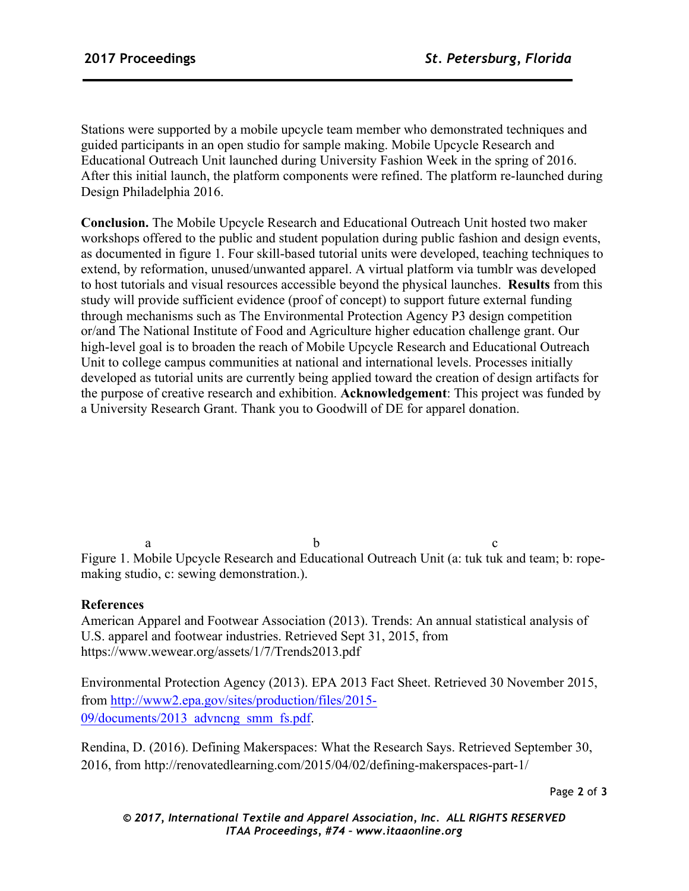Stations were supported by a mobile upcycle team member who demonstrated techniques and guided participants in an open studio for sample making. Mobile Upcycle Research and Educational Outreach Unit launched during University Fashion Week in the spring of 2016. After this initial launch, the platform components were refined. The platform re-launched during Design Philadelphia 2016.

**Conclusion.** The Mobile Upcycle Research and Educational Outreach Unit hosted two maker workshops offered to the public and student population during public fashion and design events, as documented in figure 1. Four skill-based tutorial units were developed, teaching techniques to extend, by reformation, unused/unwanted apparel. A virtual platform via tumblr was developed to host tutorials and visual resources accessible beyond the physical launches. **Results** from this study will provide sufficient evidence (proof of concept) to support future external funding through mechanisms such as The Environmental Protection Agency P3 design competition or/and The National Institute of Food and Agriculture higher education challenge grant. Our high-level goal is to broaden the reach of Mobile Upcycle Research and Educational Outreach Unit to college campus communities at national and international levels. Processes initially developed as tutorial units are currently being applied toward the creation of design artifacts for the purpose of creative research and exhibition. **Acknowledgement**: This project was funded by a University Research Grant. Thank you to Goodwill of DE for apparel donation.

a b c

Figure 1. Mobile Upcycle Research and Educational Outreach Unit (a: tuk tuk and team; b: rope-making studio, c: sewing demonstration.).

## References

American Apparel and Footwear Association (2013). Trends: An annual statistical analysis of U.S. apparel and footwear industries. Retrieved Sept 31, 2015, from https://www.wewear.org/assets/1/7/Trends2013.pdf

Environmental Protection Agency (2013). EPA 2013 Fact Sheet. Retrieved 30 November 2015, from http://www2.epa.gov/sites/production/files/2015-09/documents/2013_advncng_smm_fs.pdf.

Rendina, D. (2016). Defining Makerspaces: What the Research Says. Retrieved September 30, 2016, from http://renovatedlearning.com/2015/04/02/defining-makerspaces-part-1/